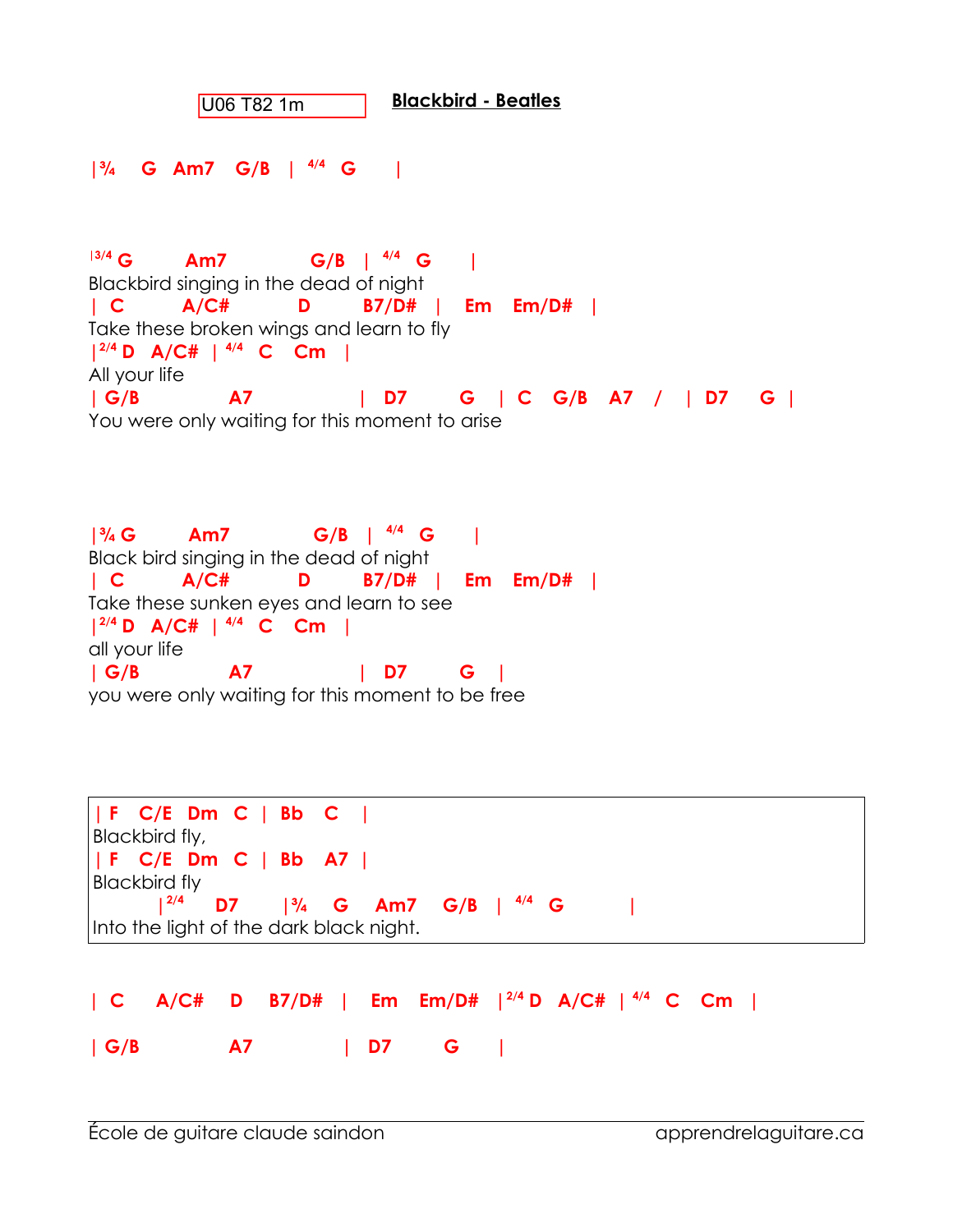U06 T82 1m

**Blackbird - Beatles**

```
|¾    G   Am7   G/B   |  4/4  G      |


|3/4 G        Am7            G/B   |  4/4  G      |
Blackbird singing in the dead of night
| C        A/C#          D        B7/D#   |   Em   Em/D#   |
Take these broken wings and learn to fly
|2/4 D  A/C#  | 4/4  C   Cm   |
All your life
| G/B            A7                |  D7        G    |  C   G/B   A7   /   |  D7    G  |
You were only waiting for this moment to arise


|¾ G        Am7             G/B   |  4/4  G      |
Black bird singing in the dead of night
| C        A/C#          D        B7/D#   |   Em   Em/D#   |
Take these sunken eyes and learn to see
|2/4 D  A/C#  | 4/4  C   Cm   |
all your life
| G/B            A7                |  D7        G    |
you were only waiting for this moment to be free


| F   C/E  Dm  C  |  Bb   C    |
Blackbird fly,
| F   C/E  Dm  C  |  Bb   A7  |
Blackbird fly
          |2/4    D7     |¾    G    Am7    G/B   |  4/4  G         |
Into the light of the dark black night.


| C     A/C#    D    B7/D#   |   Em   Em/D#   |2/4 D   A/C#  | 4/4  C    Cm   |

| G/B           A7           |  D7       G     |
```

École de guitare claude saindon apprendrelaguitare.ca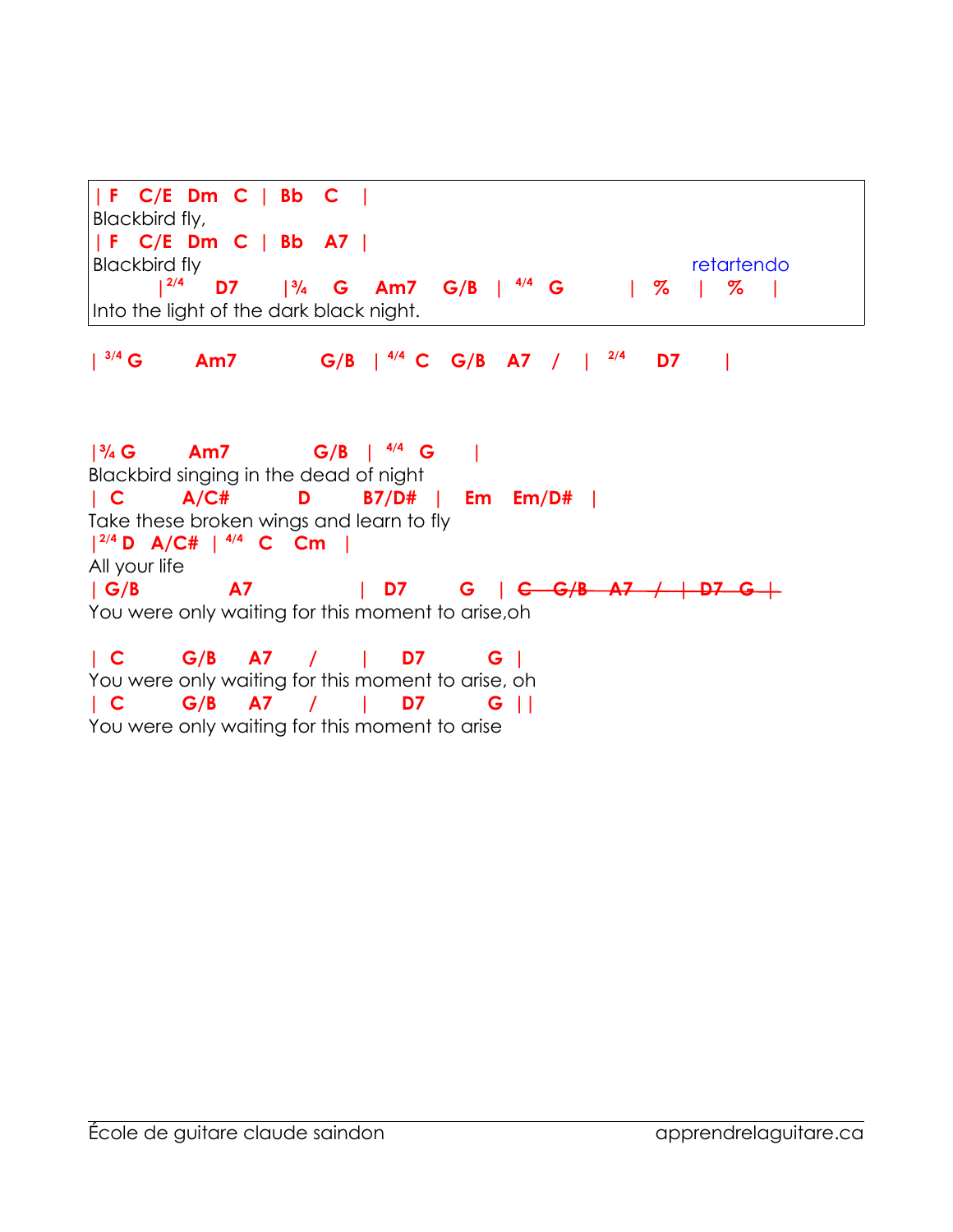```
| F   C/E  Dm  C  | Bb   C   |
Blackbird fly,
| F   C/E  Dm  C  | Bb   A7  |
Blackbird fly                                                          retartendo
       |2/4  D7    |3/4  G   Am7   G/B  | 4/4  G        | %   | %   |
Into the light of the dark black night.
```

```
| 3/4 G      Am7         G/B  | 4/4 C   G/B   A7   /   | 2/4   D7     |
```

```
|3/4 G       Am7            G/B  | 4/4  G     |
Blackbird singing in the dead of night
| C       A/C#         D      B7/D#  |   Em   Em/D#  |
Take these broken wings and learn to fly
|2/4 D  A/C#  | 4/4  C   Cm   |
All your life
| G/B            A7              | D7       G   | ~~C  G/B  A7  /  | D7  G |~~
You were only waiting for this moment to arise,oh
```

```
| C      G/B    A7     /     |    D7        G  |
You were only waiting for this moment to arise, oh
| C      G/B    A7     /     |    D7        G  ||
You were only waiting for this moment to arise
```